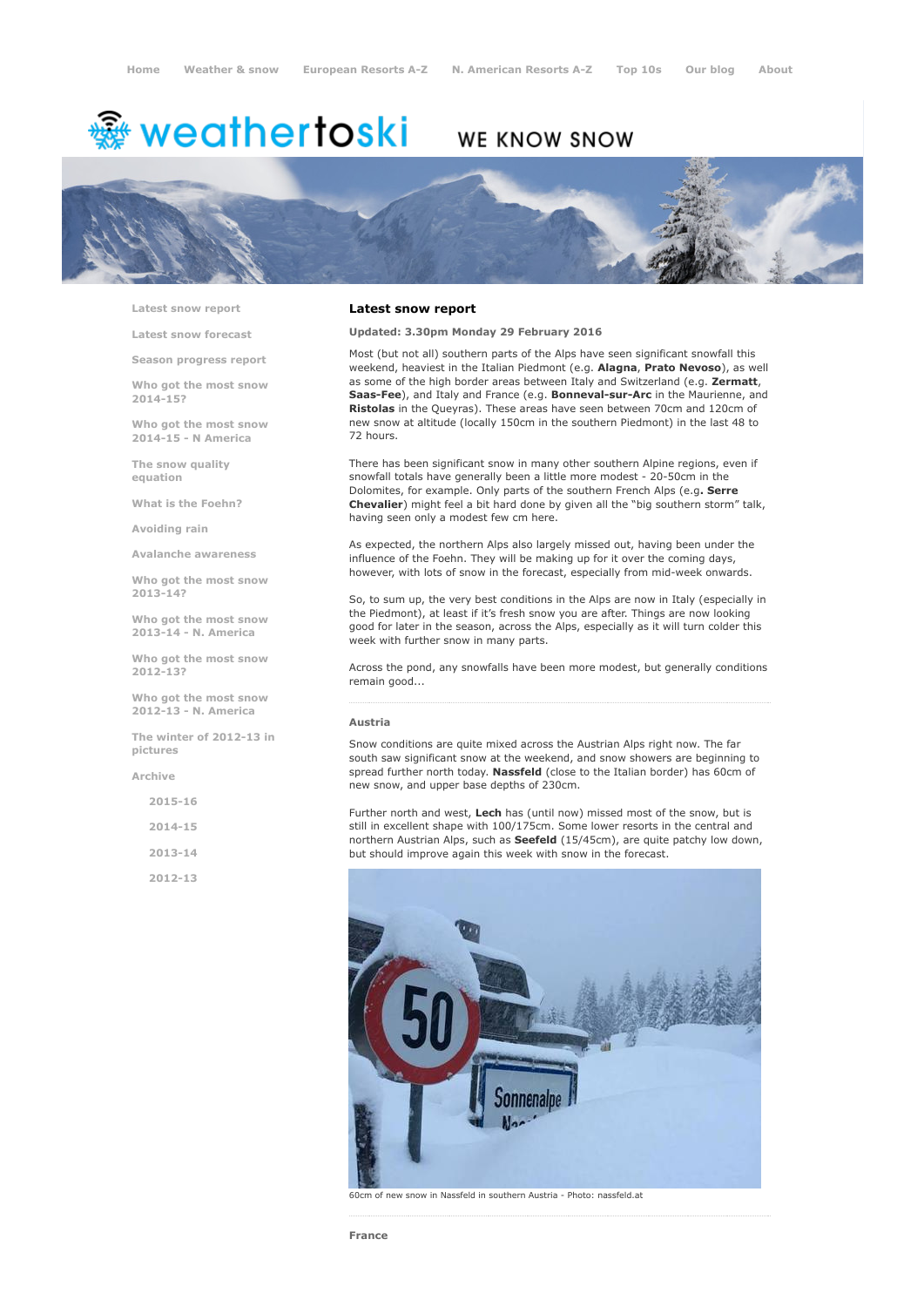Home   Weather & snow   European Resorts A-Z   N. American Resorts A-Z   Top 10s   Our blog   About

# weathertoski

WE KNOW SNOW

- Latest snow report
- Latest snow forecast
- Season progress report
- Who got the most snow 2014-15?
- Who got the most snow 2014-15 - N America
- The snow quality equation
- What is the Foehn?
- Avoiding rain
- Avalanche awareness
- Who got the most snow 2013-14?
- Who got the most snow 2013-14 - N. America
- Who got the most snow 2012-13?
- Who got the most snow 2012-13 - N. America
- The winter of 2012-13 in pictures
- Archive
  - 2015-16
  - 2014-15
  - 2013-14
  - 2012-13

## Latest snow report

**Updated: 3.30pm Monday 29 February 2016**

Most (but not all) southern parts of the Alps have seen significant snowfall this weekend, heaviest in the Italian Piedmont (e.g. **Alagna**, **Prato Nevoso**), as well as some of the high border areas between Italy and Switzerland (e.g. **Zermatt**, **Saas-Fee**), and Italy and France (e.g. **Bonneval-sur-Arc** in the Maurienne, and **Ristolas** in the Queyras). These areas have seen between 70cm and 120cm of new snow at altitude (locally 150cm in the southern Piedmont) in the last 48 to 72 hours.

There has been significant snow in many other southern Alpine regions, even if snowfall totals have generally been a little more modest - 20-50cm in the Dolomites, for example. Only parts of the southern French Alps (e.g**. Serre Chevalier**) might feel a bit hard done by given all the "big southern storm" talk, having seen only a modest few cm here.

As expected, the northern Alps also largely missed out, having been under the influence of the Foehn. They will be making up for it over the coming days, however, with lots of snow in the forecast, especially from mid-week onwards.

So, to sum up, the very best conditions in the Alps are now in Italy (especially in the Piedmont), at least if it's fresh snow you are after. Things are now looking good for later in the season, across the Alps, especially as it will turn colder this week with further snow in many parts.

Across the pond, any snowfalls have been more modest, but generally conditions remain good...

### Austria

Snow conditions are quite mixed across the Austrian Alps right now. The far south saw significant snow at the weekend, and snow showers are beginning to spread further north today. **Nassfeld** (close to the Italian border) has 60cm of new snow, and upper base depths of 230cm.

Further north and west, **Lech** has (until now) missed most of the snow, but is still in excellent shape with 100/175cm. Some lower resorts in the central and northern Austrian Alps, such as **Seefeld** (15/45cm), are quite patchy low down, but should improve again this week with snow in the forecast.

60cm of new snow in Nassfeld in southern Austria - Photo: nassfeld.at

### France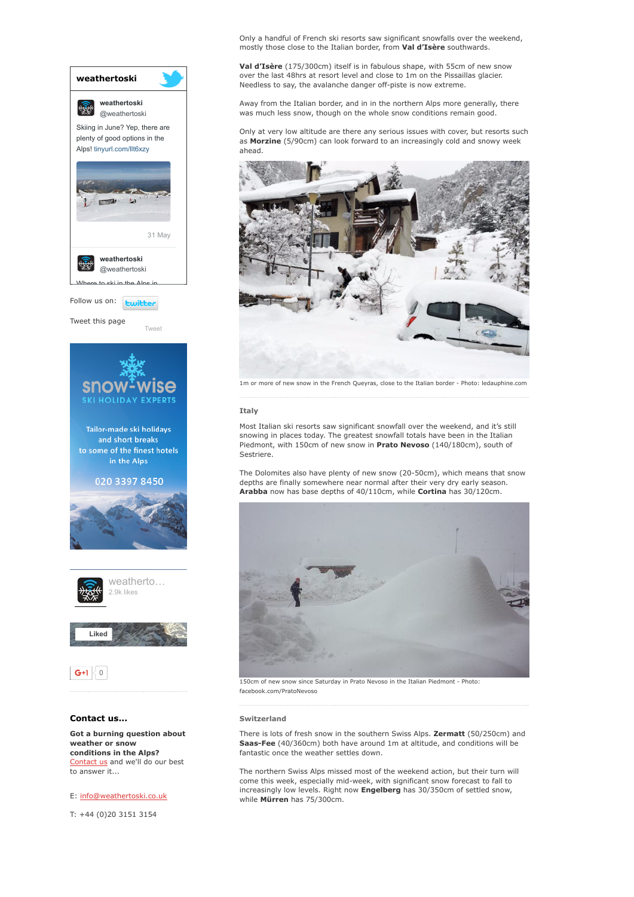Only a handful of French ski resorts saw significant snowfalls over the weekend, mostly those close to the Italian border, from **Val d'Isère** southwards.

**Val d'Isère** (175/300cm) itself is in fabulous shape, with 55cm of new snow over the last 48hrs at resort level and close to 1m on the Pissaillas glacier. Needless to say, the avalanche danger off-piste is now extreme.

Away from the Italian border, and in in the northern Alps more generally, there was much less snow, though on the whole snow conditions remain good.

Only at very low altitude are there any serious issues with cover, but resorts such as **Morzine** (5/90cm) can look forward to an increasingly cold and snowy week ahead.

1m or more of new snow in the French Queyras, close to the Italian border - Photo: ledauphine.com

### Italy

Most Italian ski resorts saw significant snowfall over the weekend, and it's still snowing in places today. The greatest snowfall totals have been in the Italian Piedmont, with 150cm of new snow in **Prato Nevoso** (140/180cm), south of Sestriere.

The Dolomites also have plenty of new snow (20-50cm), which means that snow depths are finally somewhere near normal after their very dry early season. **Arabba** now has base depths of 40/110cm, while **Cortina** has 30/120cm.

150cm of new snow since Saturday in Prato Nevoso in the Italian Piedmont - Photo: facebook.com/PratoNevoso

### Switzerland

There is lots of fresh snow in the southern Swiss Alps. **Zermatt** (50/250cm) and **Saas-Fee** (40/360cm) both have around 1m at altitude, and conditions will be fantastic once the weather settles down.

The northern Swiss Alps missed most of the weekend action, but their turn will come this week, especially mid-week, with significant snow forecast to fall to increasingly low levels. Right now **Engelberg** has 30/350cm of settled snow, while **Mürren** has 75/300cm.

**weathertoski**

weathertoski @weathertoski

Skiing in June? Yep, there are plenty of good options in the Alps! tinyurl.com/llt6xzy

31 May

weathertoski @weathertoski

Follow us on:

Tweet this page

### Contact us...

**Got a burning question about weather or snow conditions in the Alps?** Contact us and we'll do our best to answer it...

E: info@weathertoski.co.uk

T: +44 (0)20 3151 3154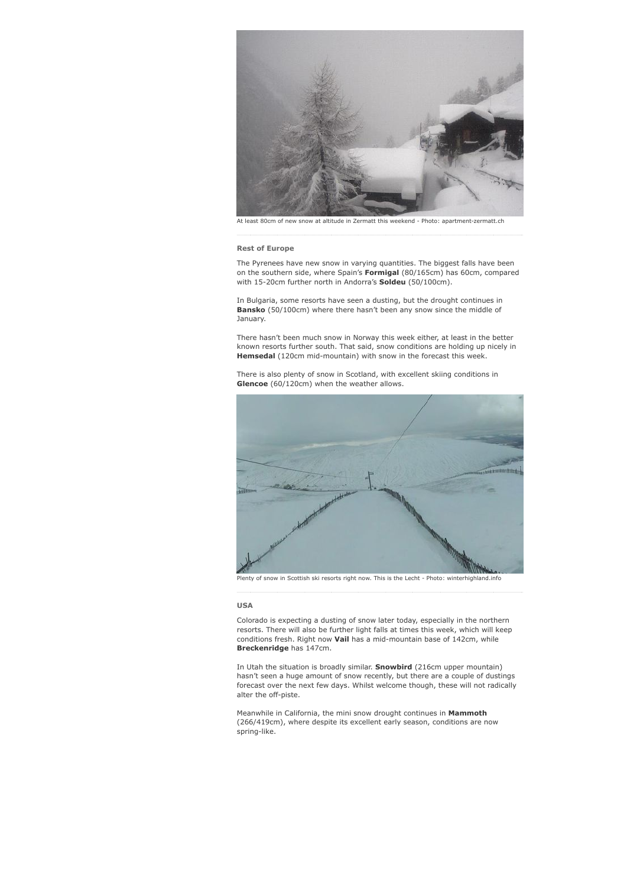At least 80cm of new snow at altitude in Zermatt this weekend - Photo: apartment-zermatt.ch

### Rest of Europe

The Pyrenees have new snow in varying quantities. The biggest falls have been on the southern side, where Spain's **Formigal** (80/165cm) has 60cm, compared with 15-20cm further north in Andorra's **Soldeu** (50/100cm).

In Bulgaria, some resorts have seen a dusting, but the drought continues in **Bansko** (50/100cm) where there hasn't been any snow since the middle of January.

There hasn't been much snow in Norway this week either, at least in the better known resorts further south. That said, snow conditions are holding up nicely in **Hemsedal** (120cm mid-mountain) with snow in the forecast this week.

There is also plenty of snow in Scotland, with excellent skiing conditions in **Glencoe** (60/120cm) when the weather allows.

Plenty of snow in Scottish ski resorts right now. This is the Lecht - Photo: winterhighland.info

### USA

Colorado is expecting a dusting of snow later today, especially in the northern resorts. There will also be further light falls at times this week, which will keep conditions fresh. Right now **Vail** has a mid-mountain base of 142cm, while **Breckenridge** has 147cm.

In Utah the situation is broadly similar. **Snowbird** (216cm upper mountain) hasn't seen a huge amount of snow recently, but there are a couple of dustings forecast over the next few days. Whilst welcome though, these will not radically alter the off-piste.

Meanwhile in California, the mini snow drought continues in **Mammoth** (266/419cm), where despite its excellent early season, conditions are now spring-like.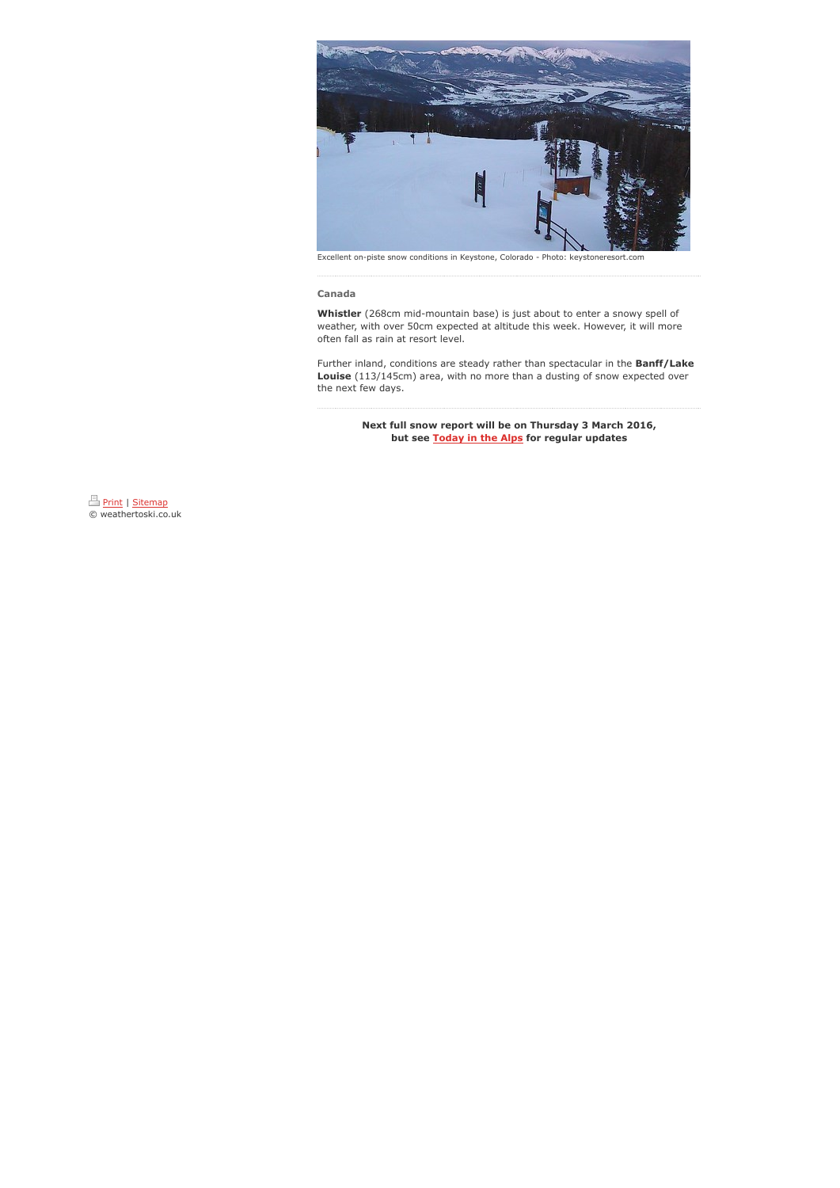Excellent on-piste snow conditions in Keystone, Colorado - Photo: keystoneresort.com

### Canada

**Whistler** (268cm mid-mountain base) is just about to enter a snowy spell of weather, with over 50cm expected at altitude this week. However, it will more often fall as rain at resort level.

Further inland, conditions are steady rather than spectacular in the **Banff/Lake Louise** (113/145cm) area, with no more than a dusting of snow expected over the next few days.

**Next full snow report will be on Thursday 3 March 2016, but see Today in the Alps for regular updates**

Print | Sitemap
© weathertoski.co.uk